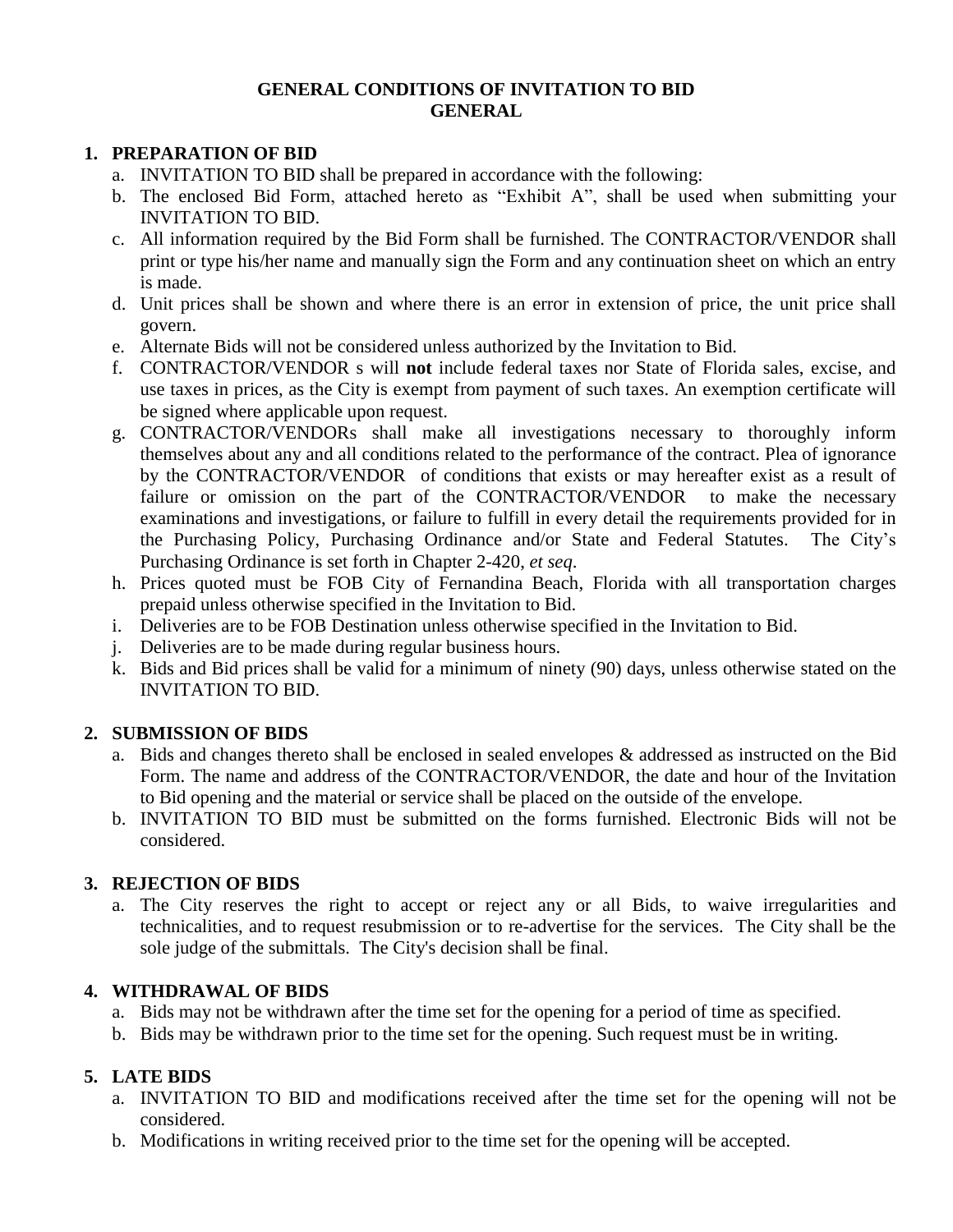# GENERAL CONDITIONS OF INVITATION TO BID
## GENERAL

**1. PREPARATION OF BID**

a. INVITATION TO BID shall be prepared in accordance with the following:

b. The enclosed Bid Form, attached hereto as "Exhibit A", shall be used when submitting your INVITATION TO BID.

c. All information required by the Bid Form shall be furnished. The CONTRACTOR/VENDOR shall print or type his/her name and manually sign the Form and any continuation sheet on which an entry is made.

d. Unit prices shall be shown and where there is an error in extension of price, the unit price shall govern.

e. Alternate Bids will not be considered unless authorized by the Invitation to Bid.

f. CONTRACTOR/VENDOR s will **not** include federal taxes nor State of Florida sales, excise, and use taxes in prices, as the City is exempt from payment of such taxes. An exemption certificate will be signed where applicable upon request.

g. CONTRACTOR/VENDORs shall make all investigations necessary to thoroughly inform themselves about any and all conditions related to the performance of the contract. Plea of ignorance by the CONTRACTOR/VENDOR of conditions that exists or may hereafter exist as a result of failure or omission on the part of the CONTRACTOR/VENDOR to make the necessary examinations and investigations, or failure to fulfill in every detail the requirements provided for in the Purchasing Policy, Purchasing Ordinance and/or State and Federal Statutes. The City's Purchasing Ordinance is set forth in Chapter 2-420, *et seq*.

h. Prices quoted must be FOB City of Fernandina Beach, Florida with all transportation charges prepaid unless otherwise specified in the Invitation to Bid.

i. Deliveries are to be FOB Destination unless otherwise specified in the Invitation to Bid.

j. Deliveries are to be made during regular business hours.

k. Bids and Bid prices shall be valid for a minimum of ninety (90) days, unless otherwise stated on the INVITATION TO BID.

**2. SUBMISSION OF BIDS**

a. Bids and changes thereto shall be enclosed in sealed envelopes & addressed as instructed on the Bid Form. The name and address of the CONTRACTOR/VENDOR, the date and hour of the Invitation to Bid opening and the material or service shall be placed on the outside of the envelope.

b. INVITATION TO BID must be submitted on the forms furnished. Electronic Bids will not be considered.

**3. REJECTION OF BIDS**

a. The City reserves the right to accept or reject any or all Bids, to waive irregularities and technicalities, and to request resubmission or to re-advertise for the services. The City shall be the sole judge of the submittals. The City's decision shall be final.

**4. WITHDRAWAL OF BIDS**

a. Bids may not be withdrawn after the time set for the opening for a period of time as specified.

b. Bids may be withdrawn prior to the time set for the opening. Such request must be in writing.

**5. LATE BIDS**

a. INVITATION TO BID and modifications received after the time set for the opening will not be considered.

b. Modifications in writing received prior to the time set for the opening will be accepted.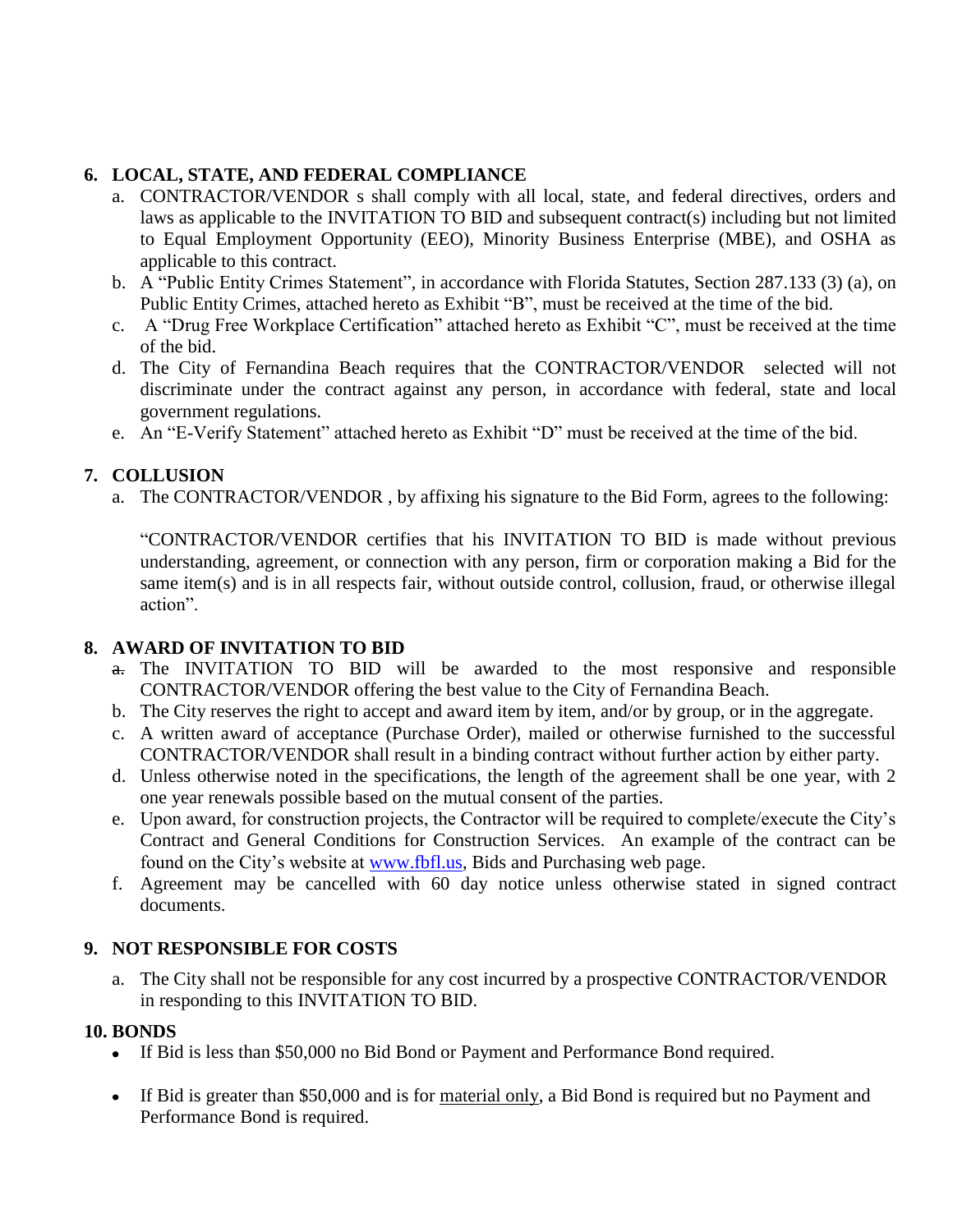## 6. LOCAL, STATE, AND FEDERAL COMPLIANCE

a. CONTRACTOR/VENDOR s shall comply with all local, state, and federal directives, orders and laws as applicable to the INVITATION TO BID and subsequent contract(s) including but not limited to Equal Employment Opportunity (EEO), Minority Business Enterprise (MBE), and OSHA as applicable to this contract.

b. A "Public Entity Crimes Statement", in accordance with Florida Statutes, Section 287.133 (3) (a), on Public Entity Crimes, attached hereto as Exhibit "B", must be received at the time of the bid.

c. A "Drug Free Workplace Certification" attached hereto as Exhibit "C", must be received at the time of the bid.

d. The City of Fernandina Beach requires that the CONTRACTOR/VENDOR selected will not discriminate under the contract against any person, in accordance with federal, state and local government regulations.

e. An "E-Verify Statement" attached hereto as Exhibit "D" must be received at the time of the bid.

## 7. COLLUSION

a. The CONTRACTOR/VENDOR , by affixing his signature to the Bid Form, agrees to the following:

"CONTRACTOR/VENDOR certifies that his INVITATION TO BID is made without previous understanding, agreement, or connection with any person, firm or corporation making a Bid for the same item(s) and is in all respects fair, without outside control, collusion, fraud, or otherwise illegal action".

## 8. AWARD OF INVITATION TO BID

a. The INVITATION TO BID will be awarded to the most responsive and responsible CONTRACTOR/VENDOR offering the best value to the City of Fernandina Beach.

b. The City reserves the right to accept and award item by item, and/or by group, or in the aggregate.

c. A written award of acceptance (Purchase Order), mailed or otherwise furnished to the successful CONTRACTOR/VENDOR shall result in a binding contract without further action by either party.

d. Unless otherwise noted in the specifications, the length of the agreement shall be one year, with 2 one year renewals possible based on the mutual consent of the parties.

e. Upon award, for construction projects, the Contractor will be required to complete/execute the City's Contract and General Conditions for Construction Services. An example of the contract can be found on the City's website at www.fbfl.us, Bids and Purchasing web page.

f. Agreement may be cancelled with 60 day notice unless otherwise stated in signed contract documents.

## 9. NOT RESPONSIBLE FOR COSTS

a. The City shall not be responsible for any cost incurred by a prospective CONTRACTOR/VENDOR in responding to this INVITATION TO BID.

## 10. BONDS

- If Bid is less than $50,000 no Bid Bond or Payment and Performance Bond required.
- If Bid is greater than $50,000 and is for material only, a Bid Bond is required but no Payment and Performance Bond is required.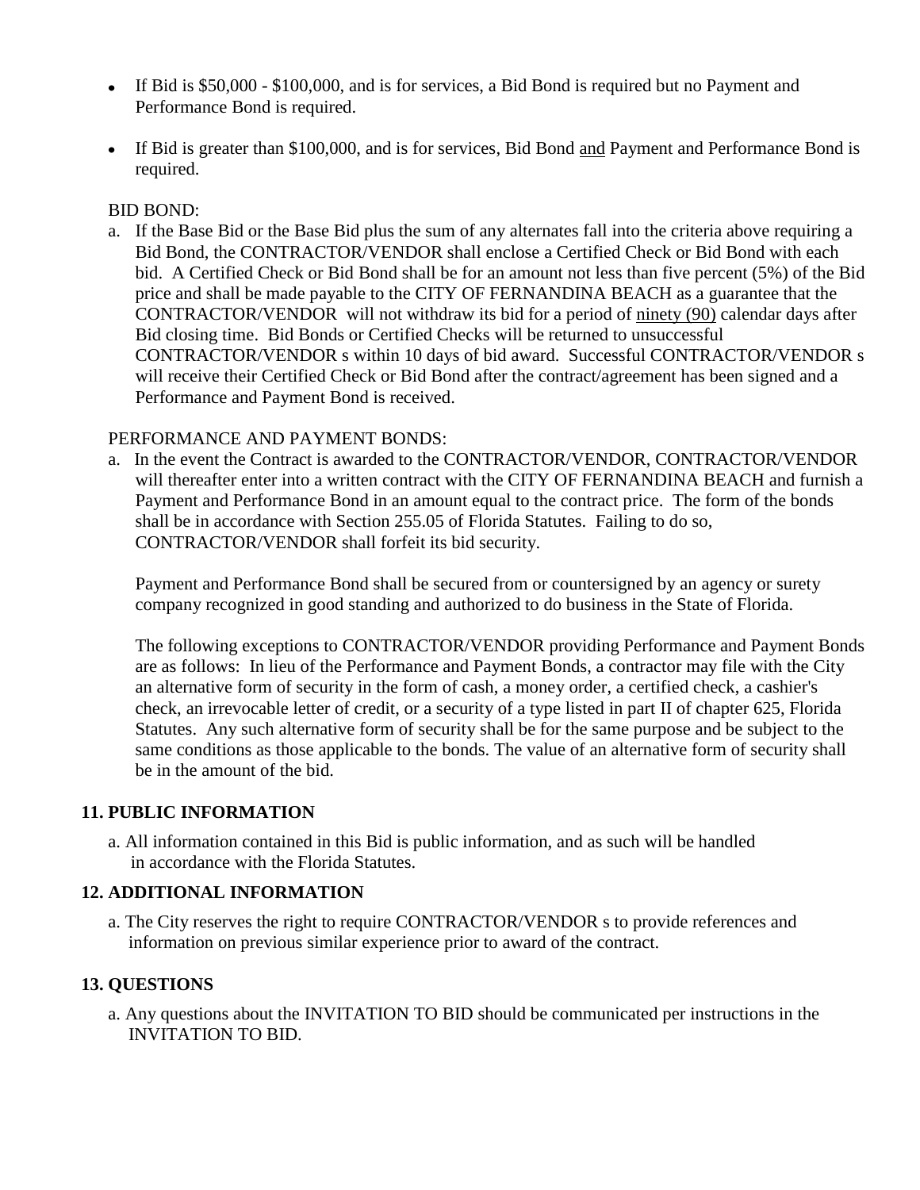- If Bid is $50,000 - $100,000, and is for services, a Bid Bond is required but no Payment and Performance Bond is required.
- If Bid is greater than $100,000, and is for services, Bid Bond <u>and</u> Payment and Performance Bond is required.

BID BOND:

a. If the Base Bid or the Base Bid plus the sum of any alternates fall into the criteria above requiring a Bid Bond, the CONTRACTOR/VENDOR shall enclose a Certified Check or Bid Bond with each bid. A Certified Check or Bid Bond shall be for an amount not less than five percent (5%) of the Bid price and shall be made payable to the CITY OF FERNANDINA BEACH as a guarantee that the CONTRACTOR/VENDOR will not withdraw its bid for a period of <u>ninety (90)</u> calendar days after Bid closing time. Bid Bonds or Certified Checks will be returned to unsuccessful CONTRACTOR/VENDOR s within 10 days of bid award. Successful CONTRACTOR/VENDOR s will receive their Certified Check or Bid Bond after the contract/agreement has been signed and a Performance and Payment Bond is received.

PERFORMANCE AND PAYMENT BONDS:

a. In the event the Contract is awarded to the CONTRACTOR/VENDOR, CONTRACTOR/VENDOR will thereafter enter into a written contract with the CITY OF FERNANDINA BEACH and furnish a Payment and Performance Bond in an amount equal to the contract price. The form of the bonds shall be in accordance with Section 255.05 of Florida Statutes. Failing to do so, CONTRACTOR/VENDOR shall forfeit its bid security.

   Payment and Performance Bond shall be secured from or countersigned by an agency or surety company recognized in good standing and authorized to do business in the State of Florida.

   The following exceptions to CONTRACTOR/VENDOR providing Performance and Payment Bonds are as follows: In lieu of the Performance and Payment Bonds, a contractor may file with the City an alternative form of security in the form of cash, a money order, a certified check, a cashier's check, an irrevocable letter of credit, or a security of a type listed in part II of chapter 625, Florida Statutes. Any such alternative form of security shall be for the same purpose and be subject to the same conditions as those applicable to the bonds. The value of an alternative form of security shall be in the amount of the bid.

**11. PUBLIC INFORMATION**

a. All information contained in this Bid is public information, and as such will be handled in accordance with the Florida Statutes.

**12. ADDITIONAL INFORMATION**

a. The City reserves the right to require CONTRACTOR/VENDOR s to provide references and information on previous similar experience prior to award of the contract.

**13. QUESTIONS**

a. Any questions about the INVITATION TO BID should be communicated per instructions in the INVITATION TO BID.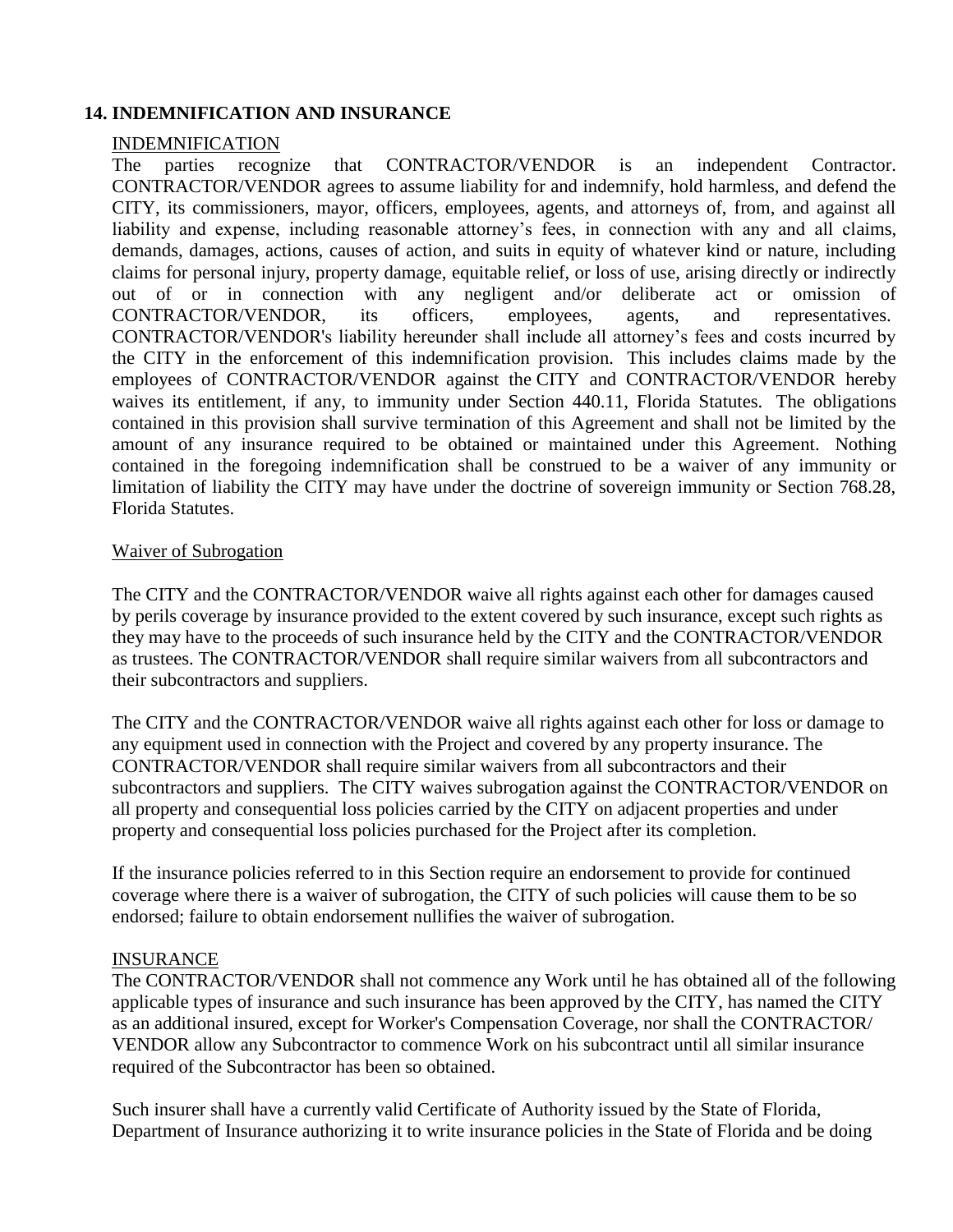## 14. INDEMNIFICATION AND INSURANCE

INDEMNIFICATION

The parties recognize that CONTRACTOR/VENDOR is an independent Contractor. CONTRACTOR/VENDOR agrees to assume liability for and indemnify, hold harmless, and defend the CITY, its commissioners, mayor, officers, employees, agents, and attorneys of, from, and against all liability and expense, including reasonable attorney's fees, in connection with any and all claims, demands, damages, actions, causes of action, and suits in equity of whatever kind or nature, including claims for personal injury, property damage, equitable relief, or loss of use, arising directly or indirectly out of or in connection with any negligent and/or deliberate act or omission of CONTRACTOR/VENDOR, its officers, employees, agents, and representatives. CONTRACTOR/VENDOR's liability hereunder shall include all attorney's fees and costs incurred by the CITY in the enforcement of this indemnification provision. This includes claims made by the employees of CONTRACTOR/VENDOR against the CITY and CONTRACTOR/VENDOR hereby waives its entitlement, if any, to immunity under Section 440.11, Florida Statutes. The obligations contained in this provision shall survive termination of this Agreement and shall not be limited by the amount of any insurance required to be obtained or maintained under this Agreement. Nothing contained in the foregoing indemnification shall be construed to be a waiver of any immunity or limitation of liability the CITY may have under the doctrine of sovereign immunity or Section 768.28, Florida Statutes.

Waiver of Subrogation

The CITY and the CONTRACTOR/VENDOR waive all rights against each other for damages caused by perils coverage by insurance provided to the extent covered by such insurance, except such rights as they may have to the proceeds of such insurance held by the CITY and the CONTRACTOR/VENDOR as trustees. The CONTRACTOR/VENDOR shall require similar waivers from all subcontractors and their subcontractors and suppliers.

The CITY and the CONTRACTOR/VENDOR waive all rights against each other for loss or damage to any equipment used in connection with the Project and covered by any property insurance. The CONTRACTOR/VENDOR shall require similar waivers from all subcontractors and their subcontractors and suppliers. The CITY waives subrogation against the CONTRACTOR/VENDOR on all property and consequential loss policies carried by the CITY on adjacent properties and under property and consequential loss policies purchased for the Project after its completion.

If the insurance policies referred to in this Section require an endorsement to provide for continued coverage where there is a waiver of subrogation, the CITY of such policies will cause them to be so endorsed; failure to obtain endorsement nullifies the waiver of subrogation.

INSURANCE

The CONTRACTOR/VENDOR shall not commence any Work until he has obtained all of the following applicable types of insurance and such insurance has been approved by the CITY, has named the CITY as an additional insured, except for Worker's Compensation Coverage, nor shall the CONTRACTOR/ VENDOR allow any Subcontractor to commence Work on his subcontract until all similar insurance required of the Subcontractor has been so obtained.

Such insurer shall have a currently valid Certificate of Authority issued by the State of Florida, Department of Insurance authorizing it to write insurance policies in the State of Florida and be doing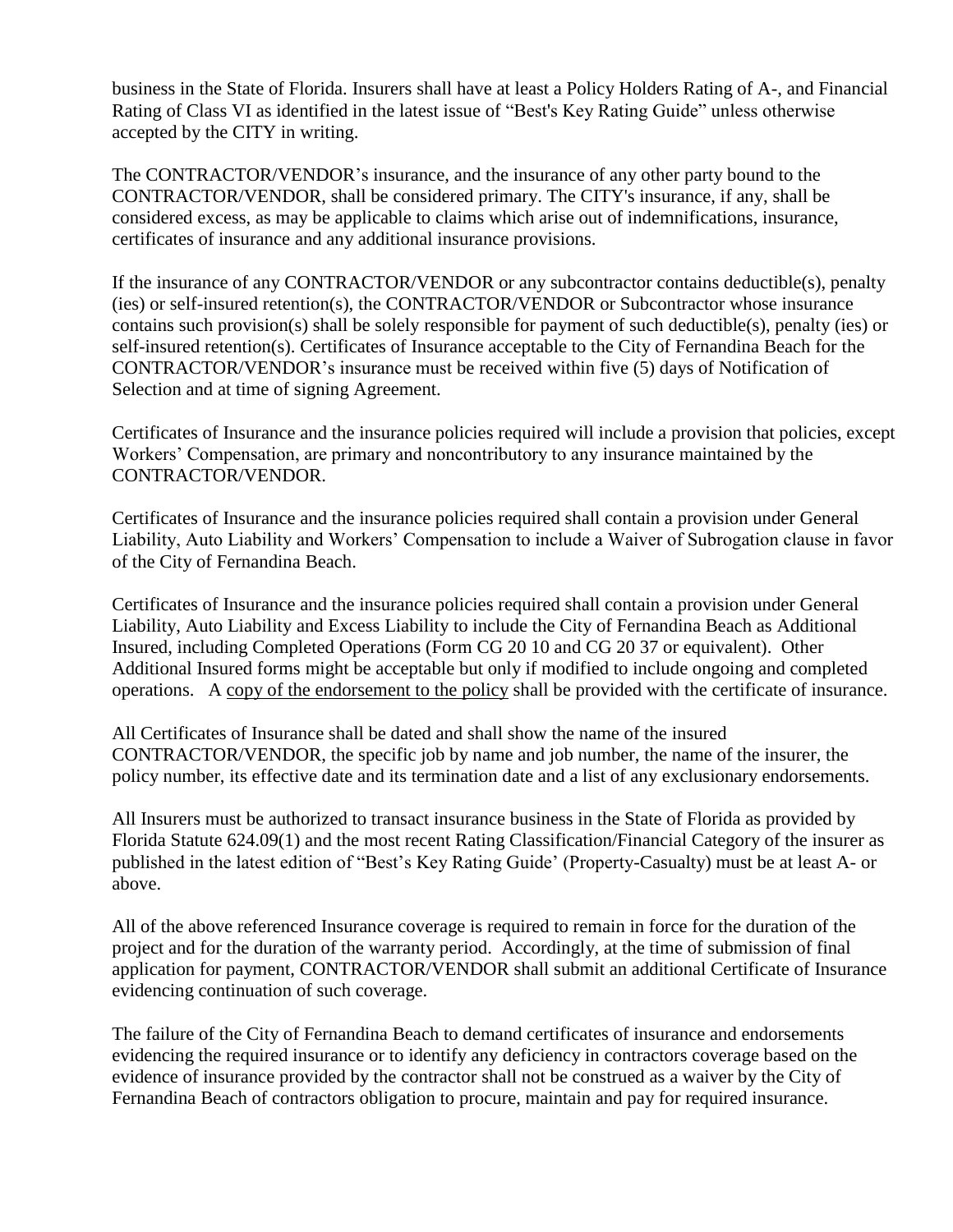business in the State of Florida. Insurers shall have at least a Policy Holders Rating of A-, and Financial Rating of Class VI as identified in the latest issue of "Best's Key Rating Guide" unless otherwise accepted by the CITY in writing.

The CONTRACTOR/VENDOR's insurance, and the insurance of any other party bound to the CONTRACTOR/VENDOR, shall be considered primary. The CITY's insurance, if any, shall be considered excess, as may be applicable to claims which arise out of indemnifications, insurance, certificates of insurance and any additional insurance provisions.

If the insurance of any CONTRACTOR/VENDOR or any subcontractor contains deductible(s), penalty (ies) or self-insured retention(s), the CONTRACTOR/VENDOR or Subcontractor whose insurance contains such provision(s) shall be solely responsible for payment of such deductible(s), penalty (ies) or self-insured retention(s). Certificates of Insurance acceptable to the City of Fernandina Beach for the CONTRACTOR/VENDOR's insurance must be received within five (5) days of Notification of Selection and at time of signing Agreement.

Certificates of Insurance and the insurance policies required will include a provision that policies, except Workers' Compensation, are primary and noncontributory to any insurance maintained by the CONTRACTOR/VENDOR.

Certificates of Insurance and the insurance policies required shall contain a provision under General Liability, Auto Liability and Workers' Compensation to include a Waiver of Subrogation clause in favor of the City of Fernandina Beach.

Certificates of Insurance and the insurance policies required shall contain a provision under General Liability, Auto Liability and Excess Liability to include the City of Fernandina Beach as Additional Insured, including Completed Operations (Form CG 20 10 and CG 20 37 or equivalent). Other Additional Insured forms might be acceptable but only if modified to include ongoing and completed operations. A <u>copy of the endorsement to the policy</u> shall be provided with the certificate of insurance.

All Certificates of Insurance shall be dated and shall show the name of the insured CONTRACTOR/VENDOR, the specific job by name and job number, the name of the insurer, the policy number, its effective date and its termination date and a list of any exclusionary endorsements.

All Insurers must be authorized to transact insurance business in the State of Florida as provided by Florida Statute 624.09(1) and the most recent Rating Classification/Financial Category of the insurer as published in the latest edition of "Best's Key Rating Guide' (Property-Casualty) must be at least A- or above.

All of the above referenced Insurance coverage is required to remain in force for the duration of the project and for the duration of the warranty period. Accordingly, at the time of submission of final application for payment, CONTRACTOR/VENDOR shall submit an additional Certificate of Insurance evidencing continuation of such coverage.

The failure of the City of Fernandina Beach to demand certificates of insurance and endorsements evidencing the required insurance or to identify any deficiency in contractors coverage based on the evidence of insurance provided by the contractor shall not be construed as a waiver by the City of Fernandina Beach of contractors obligation to procure, maintain and pay for required insurance.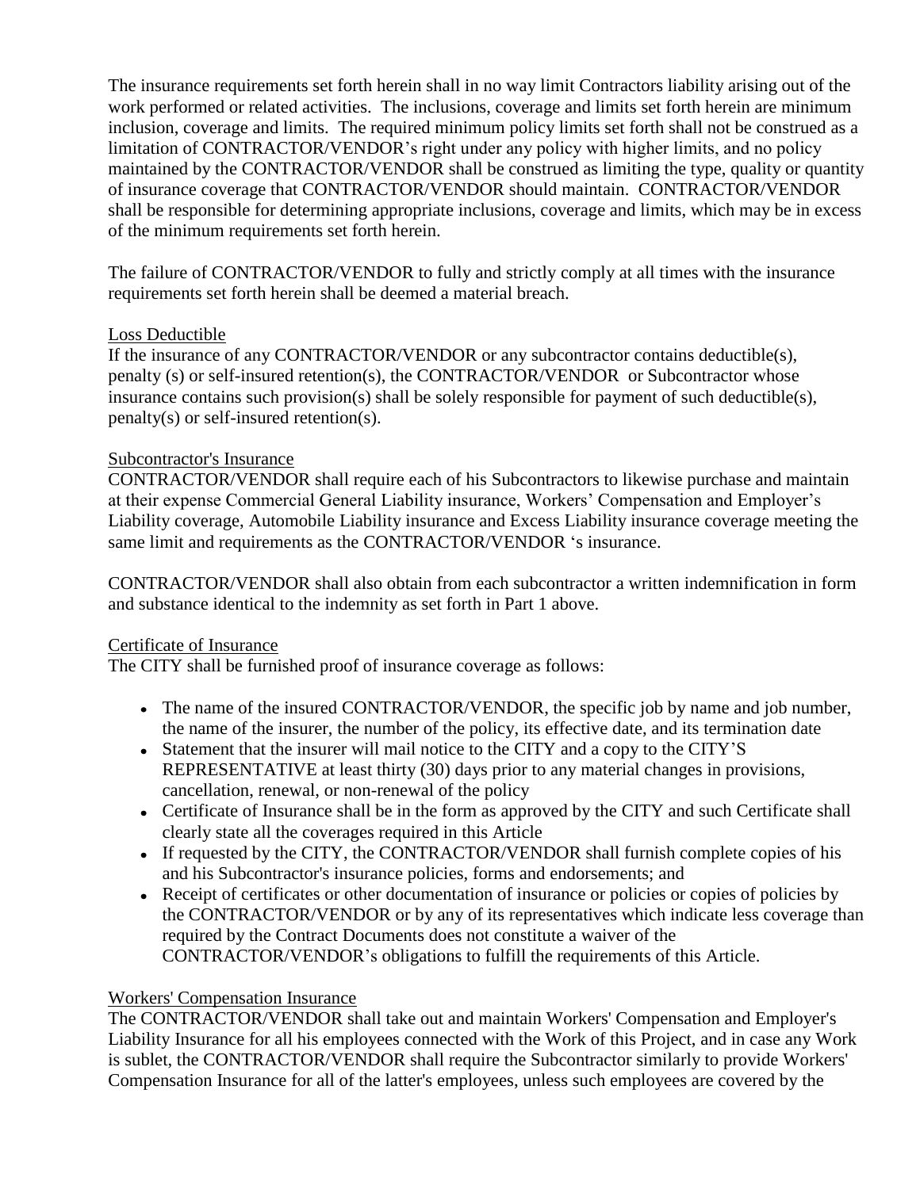The insurance requirements set forth herein shall in no way limit Contractors liability arising out of the work performed or related activities. The inclusions, coverage and limits set forth herein are minimum inclusion, coverage and limits. The required minimum policy limits set forth shall not be construed as a limitation of CONTRACTOR/VENDOR's right under any policy with higher limits, and no policy maintained by the CONTRACTOR/VENDOR shall be construed as limiting the type, quality or quantity of insurance coverage that CONTRACTOR/VENDOR should maintain. CONTRACTOR/VENDOR shall be responsible for determining appropriate inclusions, coverage and limits, which may be in excess of the minimum requirements set forth herein.

The failure of CONTRACTOR/VENDOR to fully and strictly comply at all times with the insurance requirements set forth herein shall be deemed a material breach.

Loss Deductible

If the insurance of any CONTRACTOR/VENDOR or any subcontractor contains deductible(s), penalty (s) or self-insured retention(s), the CONTRACTOR/VENDOR or Subcontractor whose insurance contains such provision(s) shall be solely responsible for payment of such deductible(s), penalty(s) or self-insured retention(s).

Subcontractor's Insurance

CONTRACTOR/VENDOR shall require each of his Subcontractors to likewise purchase and maintain at their expense Commercial General Liability insurance, Workers' Compensation and Employer's Liability coverage, Automobile Liability insurance and Excess Liability insurance coverage meeting the same limit and requirements as the CONTRACTOR/VENDOR 's insurance.

CONTRACTOR/VENDOR shall also obtain from each subcontractor a written indemnification in form and substance identical to the indemnity as set forth in Part 1 above.

Certificate of Insurance

The CITY shall be furnished proof of insurance coverage as follows:

- The name of the insured CONTRACTOR/VENDOR, the specific job by name and job number, the name of the insurer, the number of the policy, its effective date, and its termination date
- Statement that the insurer will mail notice to the CITY and a copy to the CITY'S REPRESENTATIVE at least thirty (30) days prior to any material changes in provisions, cancellation, renewal, or non-renewal of the policy
- Certificate of Insurance shall be in the form as approved by the CITY and such Certificate shall clearly state all the coverages required in this Article
- If requested by the CITY, the CONTRACTOR/VENDOR shall furnish complete copies of his and his Subcontractor's insurance policies, forms and endorsements; and
- Receipt of certificates or other documentation of insurance or policies or copies of policies by the CONTRACTOR/VENDOR or by any of its representatives which indicate less coverage than required by the Contract Documents does not constitute a waiver of the CONTRACTOR/VENDOR's obligations to fulfill the requirements of this Article.

Workers' Compensation Insurance

The CONTRACTOR/VENDOR shall take out and maintain Workers' Compensation and Employer's Liability Insurance for all his employees connected with the Work of this Project, and in case any Work is sublet, the CONTRACTOR/VENDOR shall require the Subcontractor similarly to provide Workers' Compensation Insurance for all of the latter's employees, unless such employees are covered by the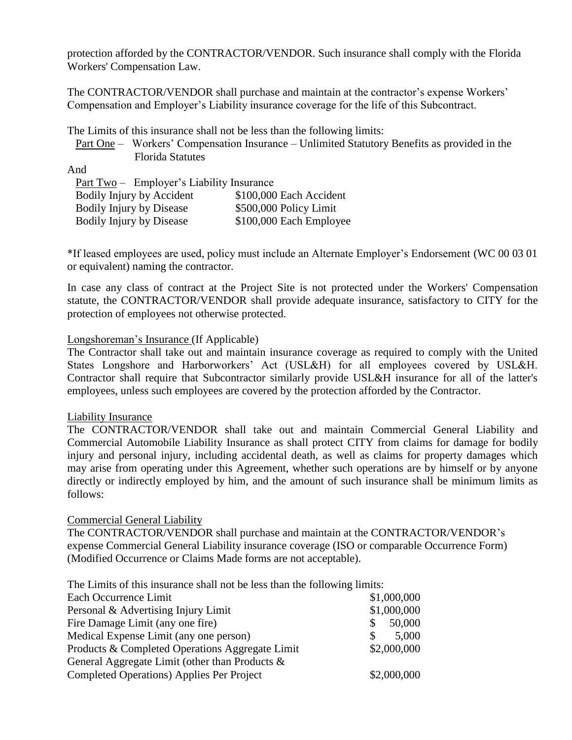protection afforded by the CONTRACTOR/VENDOR. Such insurance shall comply with the Florida Workers' Compensation Law.

The CONTRACTOR/VENDOR shall purchase and maintain at the contractor's expense Workers' Compensation and Employer's Liability insurance coverage for the life of this Subcontract.

The Limits of this insurance shall not be less than the following limits:

Part One – Workers' Compensation Insurance – Unlimited Statutory Benefits as provided in the Florida Statutes

And

Part Two – Employer's Liability Insurance

| | |
|---|---|
| Bodily Injury by Accident | $100,000 Each Accident |
| Bodily Injury by Disease | $500,000 Policy Limit |
| Bodily Injury by Disease | $100,000 Each Employee |

*If leased employees are used, policy must include an Alternate Employer's Endorsement (WC 00 03 01 or equivalent) naming the contractor.

In case any class of contract at the Project Site is not protected under the Workers' Compensation statute, the CONTRACTOR/VENDOR shall provide adequate insurance, satisfactory to CITY for the protection of employees not otherwise protected.

Longshoreman's Insurance (If Applicable)

The Contractor shall take out and maintain insurance coverage as required to comply with the United States Longshore and Harborworkers' Act (USL&H) for all employees covered by USL&H. Contractor shall require that Subcontractor similarly provide USL&H insurance for all of the latter's employees, unless such employees are covered by the protection afforded by the Contractor.

Liability Insurance

The CONTRACTOR/VENDOR shall take out and maintain Commercial General Liability and Commercial Automobile Liability Insurance as shall protect CITY from claims for damage for bodily injury and personal injury, including accidental death, as well as claims for property damages which may arise from operating under this Agreement, whether such operations are by himself or by anyone directly or indirectly employed by him, and the amount of such insurance shall be minimum limits as follows:

Commercial General Liability

The CONTRACTOR/VENDOR shall purchase and maintain at the CONTRACTOR/VENDOR's expense Commercial General Liability insurance coverage (ISO or comparable Occurrence Form) (Modified Occurrence or Claims Made forms are not acceptable).

The Limits of this insurance shall not be less than the following limits:

| | |
|---|---|
| Each Occurrence Limit | $1,000,000 |
| Personal & Advertising Injury Limit | $1,000,000 |
| Fire Damage Limit (any one fire) | $ 50,000 |
| Medical Expense Limit (any one person) | $ 5,000 |
| Products & Completed Operations Aggregate Limit | $2,000,000 |
| General Aggregate Limit (other than Products & Completed Operations) Applies Per Project | $2,000,000 |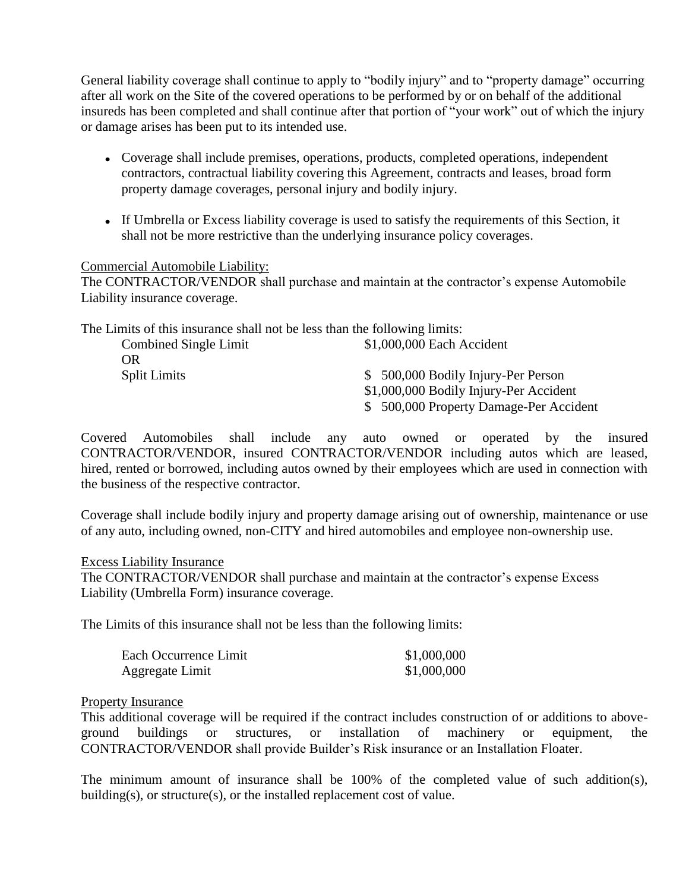General liability coverage shall continue to apply to "bodily injury" and to "property damage" occurring after all work on the Site of the covered operations to be performed by or on behalf of the additional insureds has been completed and shall continue after that portion of "your work" out of which the injury or damage arises has been put to its intended use.

- Coverage shall include premises, operations, products, completed operations, independent contractors, contractual liability covering this Agreement, contracts and leases, broad form property damage coverages, personal injury and bodily injury.
- If Umbrella or Excess liability coverage is used to satisfy the requirements of this Section, it shall not be more restrictive than the underlying insurance policy coverages.

<u>Commercial Automobile Liability:</u>
The CONTRACTOR/VENDOR shall purchase and maintain at the contractor's expense Automobile Liability insurance coverage.

The Limits of this insurance shall not be less than the following limits:

| | |
|---|---|
| Combined Single Limit | $1,000,000 Each Accident |
| OR | |
| Split Limits | $ 500,000 Bodily Injury-Per Person |
| | $1,000,000 Bodily Injury-Per Accident |
| | $ 500,000 Property Damage-Per Accident |

Covered Automobiles shall include any auto owned or operated by the insured CONTRACTOR/VENDOR, insured CONTRACTOR/VENDOR including autos which are leased, hired, rented or borrowed, including autos owned by their employees which are used in connection with the business of the respective contractor.

Coverage shall include bodily injury and property damage arising out of ownership, maintenance or use of any auto, including owned, non-CITY and hired automobiles and employee non-ownership use.

<u>Excess Liability Insurance</u>
The CONTRACTOR/VENDOR shall purchase and maintain at the contractor's expense Excess Liability (Umbrella Form) insurance coverage.

The Limits of this insurance shall not be less than the following limits:

| | |
|---|---|
| Each Occurrence Limit | $1,000,000 |
| Aggregate Limit | $1,000,000 |

<u>Property Insurance</u>
This additional coverage will be required if the contract includes construction of or additions to above-ground buildings or structures, or installation of machinery or equipment, the CONTRACTOR/VENDOR shall provide Builder's Risk insurance or an Installation Floater.

The minimum amount of insurance shall be 100% of the completed value of such addition(s), building(s), or structure(s), or the installed replacement cost of value.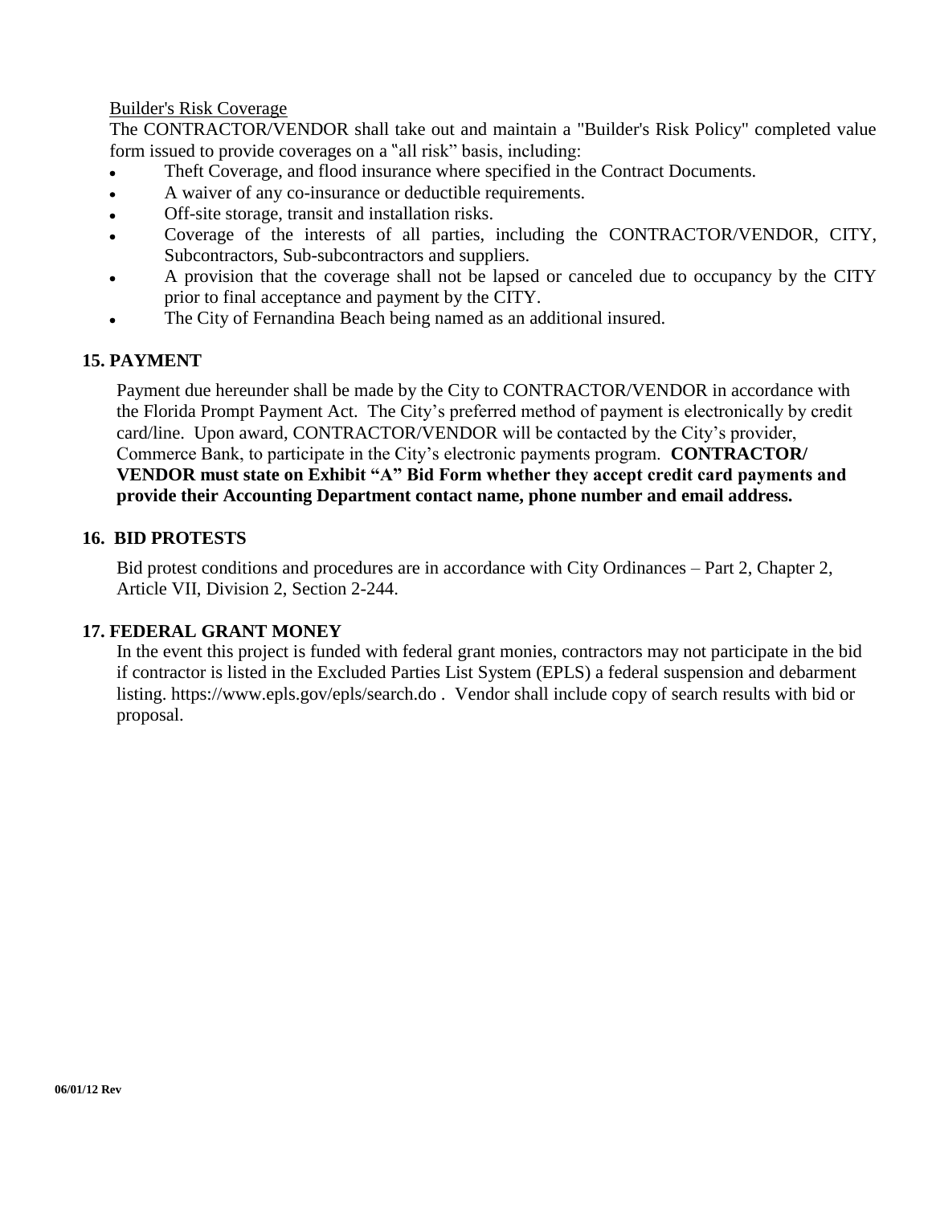Builder's Risk Coverage

The CONTRACTOR/VENDOR shall take out and maintain a "Builder's Risk Policy" completed value form issued to provide coverages on a "all risk" basis, including:

- Theft Coverage, and flood insurance where specified in the Contract Documents.
- A waiver of any co-insurance or deductible requirements.
- Off-site storage, transit and installation risks.
- Coverage of the interests of all parties, including the CONTRACTOR/VENDOR, CITY, Subcontractors, Sub-subcontractors and suppliers.
- A provision that the coverage shall not be lapsed or canceled due to occupancy by the CITY prior to final acceptance and payment by the CITY.
- The City of Fernandina Beach being named as an additional insured.

## 15. PAYMENT

Payment due hereunder shall be made by the City to CONTRACTOR/VENDOR in accordance with the Florida Prompt Payment Act. The City's preferred method of payment is electronically by credit card/line. Upon award, CONTRACTOR/VENDOR will be contacted by the City's provider, Commerce Bank, to participate in the City's electronic payments program. **CONTRACTOR/ VENDOR must state on Exhibit "A" Bid Form whether they accept credit card payments and provide their Accounting Department contact name, phone number and email address.**

## 16. BID PROTESTS

Bid protest conditions and procedures are in accordance with City Ordinances – Part 2, Chapter 2, Article VII, Division 2, Section 2-244.

## 17. FEDERAL GRANT MONEY

In the event this project is funded with federal grant monies, contractors may not participate in the bid if contractor is listed in the Excluded Parties List System (EPLS) a federal suspension and debarment listing. https://www.epls.gov/epls/search.do . Vendor shall include copy of search results with bid or proposal.

**06/01/12 Rev**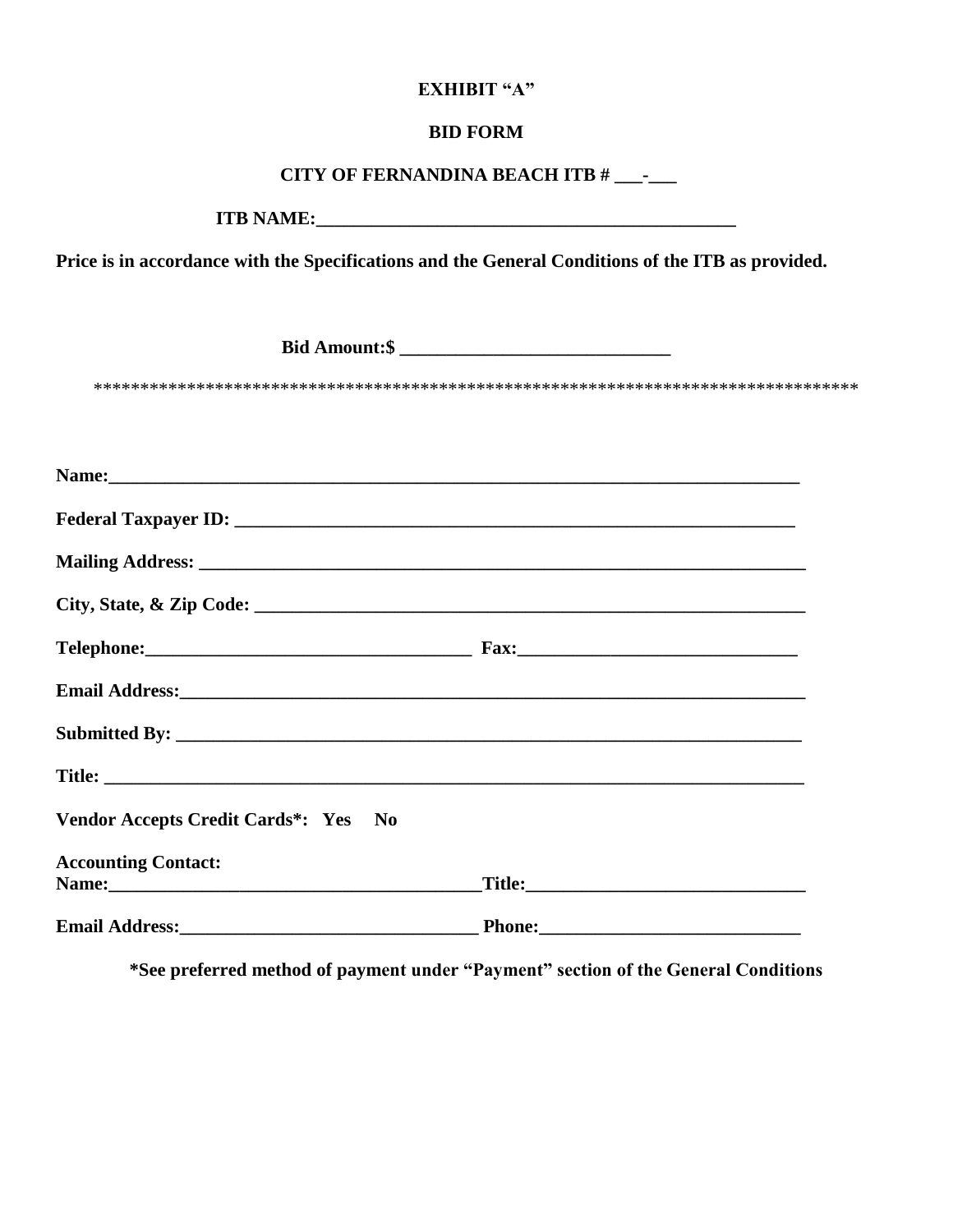**EXHIBIT "A"**

**BID FORM**

**CITY OF FERNANDINA BEACH ITB # ___-___**

**ITB NAME:_______________________________________________**

**Price is in accordance with the Specifications and the General Conditions of the ITB as provided.**

**Bid Amount:$ _____________________________**

***********************************************************************************

**Name:_____________________________________________________________________________**

**Federal Taxpayer ID: ______________________________________________________________**

**Mailing Address: __________________________________________________________________**

**City, State, & Zip Code: ____________________________________________________________**

**Telephone:___________________________________ Fax:______________________________**

**Email Address:____________________________________________________________________**

**Submitted By: ____________________________________________________________________**

**Title: ____________________________________________________________________________**

**Vendor Accepts Credit Cards*: Yes No**

**Accounting Contact:**
**Name:_________________________________________Title:______________________________**

**Email Address:_________________________________ Phone:____________________________**

**\*See preferred method of payment under "Payment" section of the General Conditions**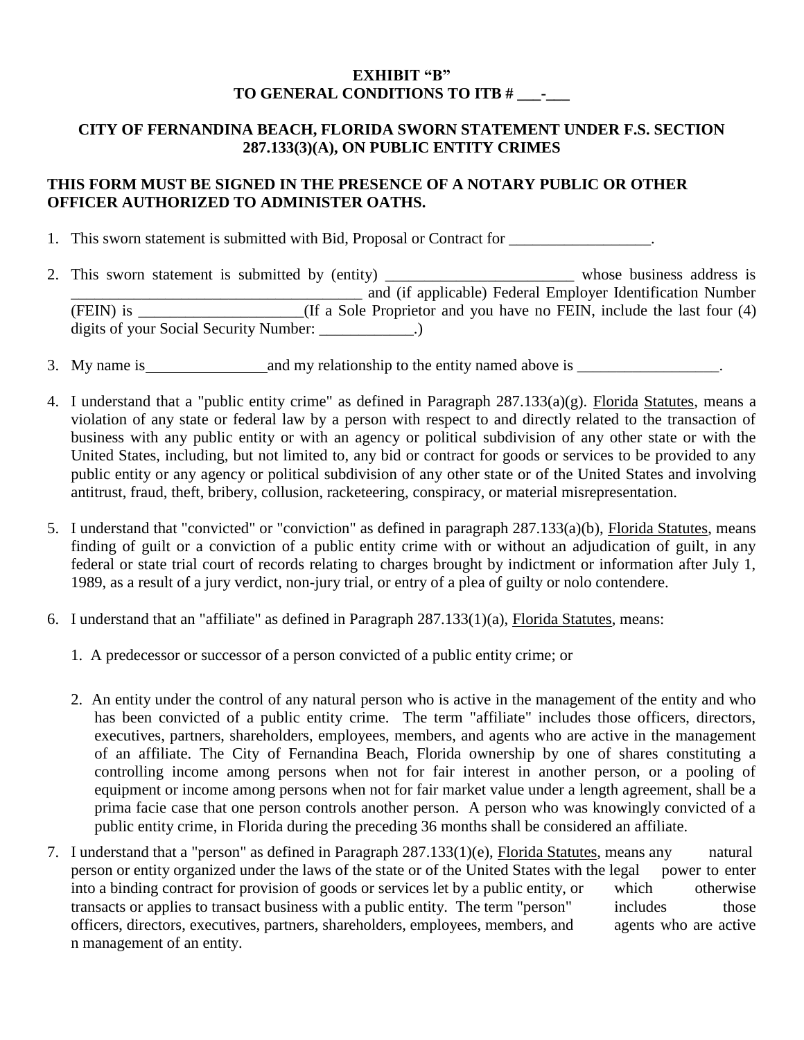**EXHIBIT "B"**
**TO GENERAL CONDITIONS TO ITB # \_\_\_-\_\_\_**

**CITY OF FERNANDINA BEACH, FLORIDA SWORN STATEMENT UNDER F.S. SECTION 287.133(3)(A), ON PUBLIC ENTITY CRIMES**

**THIS FORM MUST BE SIGNED IN THE PRESENCE OF A NOTARY PUBLIC OR OTHER OFFICER AUTHORIZED TO ADMINISTER OATHS.**

1. This sworn statement is submitted with Bid, Proposal or Contract for \_\_\_\_\_\_\_\_\_\_\_\_\_\_\_\_\_\_.

2. This sworn statement is submitted by (entity) \_\_\_\_\_\_\_\_\_\_\_\_\_\_\_\_\_\_\_\_\_\_\_\_ whose business address is \_\_\_\_\_\_\_\_\_\_\_\_\_\_\_\_\_\_\_\_\_\_\_\_\_\_\_\_\_\_\_\_\_\_\_\_\_ and (if applicable) Federal Employer Identification Number (FEIN) is \_\_\_\_\_\_\_\_\_\_\_\_\_\_\_\_\_\_\_\_\_(If a Sole Proprietor and you have no FEIN, include the last four (4) digits of your Social Security Number: \_\_\_\_\_\_\_\_\_\_\_\_.)

3. My name is\_\_\_\_\_\_\_\_\_\_\_\_\_\_\_\_and my relationship to the entity named above is \_\_\_\_\_\_\_\_\_\_\_\_\_\_\_\_\_\_.

4. I understand that a "public entity crime" as defined in Paragraph 287.133(a)(g). Florida Statutes, means a violation of any state or federal law by a person with respect to and directly related to the transaction of business with any public entity or with an agency or political subdivision of any other state or with the United States, including, but not limited to, any bid or contract for goods or services to be provided to any public entity or any agency or political subdivision of any other state or of the United States and involving antitrust, fraud, theft, bribery, collusion, racketeering, conspiracy, or material misrepresentation.

5. I understand that "convicted" or "conviction" as defined in paragraph 287.133(a)(b), Florida Statutes, means finding of guilt or a conviction of a public entity crime with or without an adjudication of guilt, in any federal or state trial court of records relating to charges brought by indictment or information after July 1, 1989, as a result of a jury verdict, non-jury trial, or entry of a plea of guilty or nolo contendere.

6. I understand that an "affiliate" as defined in Paragraph 287.133(1)(a), Florida Statutes, means:

   1. A predecessor or successor of a person convicted of a public entity crime; or

   2. An entity under the control of any natural person who is active in the management of the entity and who has been convicted of a public entity crime. The term "affiliate" includes those officers, directors, executives, partners, shareholders, employees, members, and agents who are active in the management of an affiliate. The City of Fernandina Beach, Florida ownership by one of shares constituting a controlling income among persons when not for fair interest in another person, or a pooling of equipment or income among persons when not for fair market value under a length agreement, shall be a prima facie case that one person controls another person. A person who was knowingly convicted of a public entity crime, in Florida during the preceding 36 months shall be considered an affiliate.

7. I understand that a "person" as defined in Paragraph 287.133(1)(e), Florida Statutes, means any natural person or entity organized under the laws of the state or of the United States with the legal power to enter into a binding contract for provision of goods or services let by a public entity, or which otherwise transacts or applies to transact business with a public entity. The term "person" includes those officers, directors, executives, partners, shareholders, employees, members, and agents who are active n management of an entity.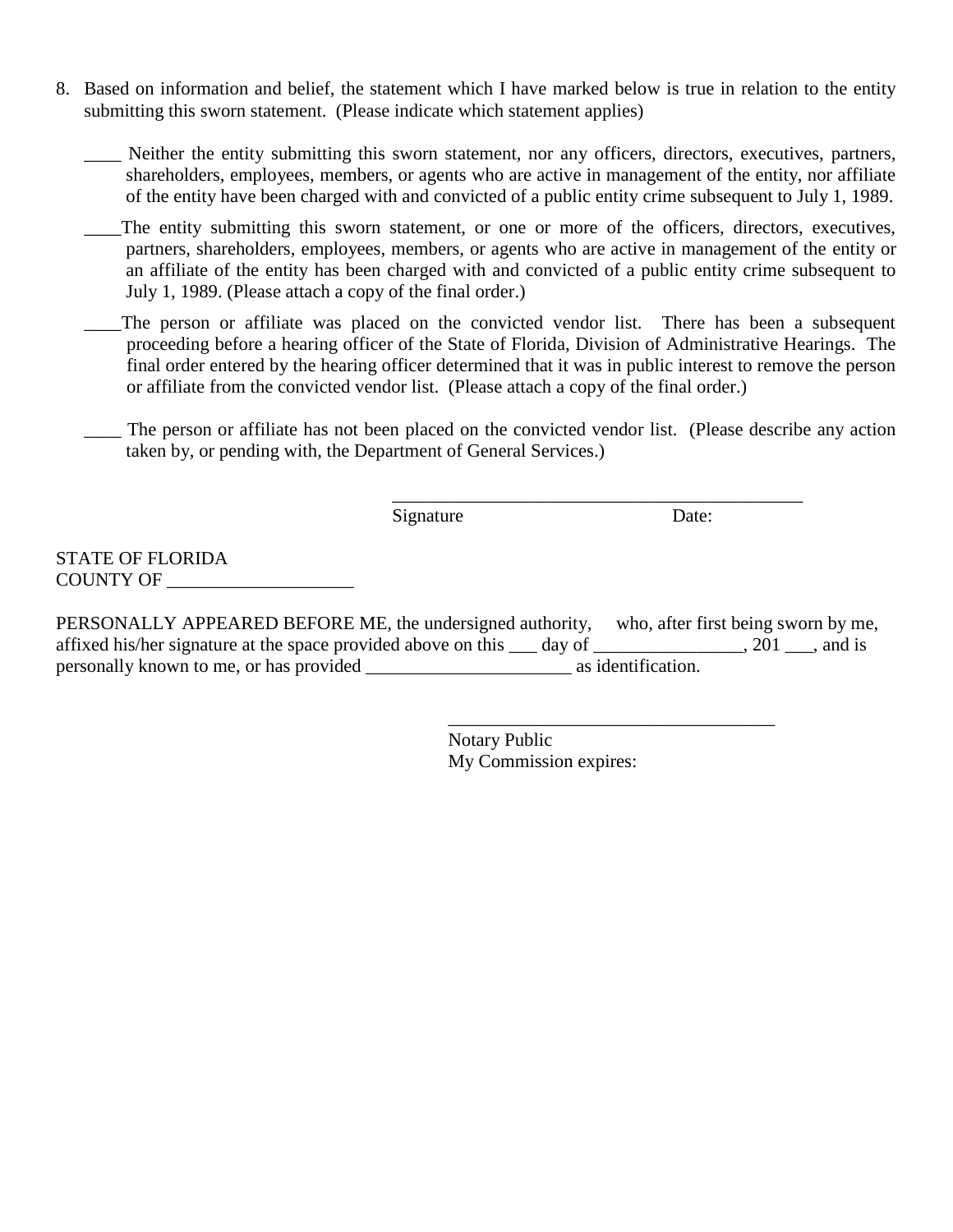8. Based on information and belief, the statement which I have marked below is true in relation to the entity submitting this sworn statement. (Please indicate which statement applies)

   ____ Neither the entity submitting this sworn statement, nor any officers, directors, executives, partners, shareholders, employees, members, or agents who are active in management of the entity, nor affiliate of the entity have been charged with and convicted of a public entity crime subsequent to July 1, 1989.

   ____The entity submitting this sworn statement, or one or more of the officers, directors, executives, partners, shareholders, employees, members, or agents who are active in management of the entity or an affiliate of the entity has been charged with and convicted of a public entity crime subsequent to July 1, 1989. (Please attach a copy of the final order.)

   ____The person or affiliate was placed on the convicted vendor list. There has been a subsequent proceeding before a hearing officer of the State of Florida, Division of Administrative Hearings. The final order entered by the hearing officer determined that it was in public interest to remove the person or affiliate from the convicted vendor list. (Please attach a copy of the final order.)

   ____ The person or affiliate has not been placed on the convicted vendor list. (Please describe any action taken by, or pending with, the Department of General Services.)

_____________________________________________

Signature                                        Date:

STATE OF FLORIDA
COUNTY OF ____________________

PERSONALLY APPEARED BEFORE ME, the undersigned authority, who, after first being sworn by me, affixed his/her signature at the space provided above on this ___ day of ________________, 201 ___, and is personally known to me, or has provided ______________________ as identification.

____________________________________

Notary Public
My Commission expires: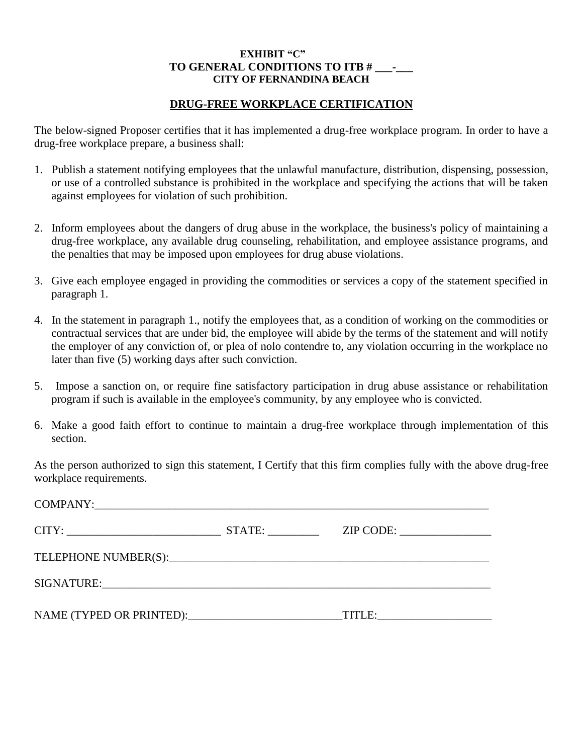**EXHIBIT "C"**
**TO GENERAL CONDITIONS TO ITB # \_\_\_-\_\_\_**
**CITY OF FERNANDINA BEACH**

## DRUG-FREE WORKPLACE CERTIFICATION

The below-signed Proposer certifies that it has implemented a drug-free workplace program. In order to have a drug-free workplace prepare, a business shall:

1. Publish a statement notifying employees that the unlawful manufacture, distribution, dispensing, possession, or use of a controlled substance is prohibited in the workplace and specifying the actions that will be taken against employees for violation of such prohibition.

2. Inform employees about the dangers of drug abuse in the workplace, the business's policy of maintaining a drug-free workplace, any available drug counseling, rehabilitation, and employee assistance programs, and the penalties that may be imposed upon employees for drug abuse violations.

3. Give each employee engaged in providing the commodities or services a copy of the statement specified in paragraph 1.

4. In the statement in paragraph 1., notify the employees that, as a condition of working on the commodities or contractual services that are under bid, the employee will abide by the terms of the statement and will notify the employer of any conviction of, or plea of nolo contendre to, any violation occurring in the workplace no later than five (5) working days after such conviction.

5. Impose a sanction on, or require fine satisfactory participation in drug abuse assistance or rehabilitation program if such is available in the employee's community, by any employee who is convicted.

6. Make a good faith effort to continue to maintain a drug-free workplace through implementation of this section.

As the person authorized to sign this statement, I Certify that this firm complies fully with the above drug-free workplace requirements.

COMPANY:\_\_\_\_\_\_\_\_\_\_\_\_\_\_\_\_\_\_\_\_\_\_\_\_\_\_\_\_\_\_\_\_\_\_\_\_\_\_\_\_\_\_\_\_\_\_\_\_\_\_\_\_\_\_\_\_\_\_\_\_\_\_\_\_\_\_\_\_\_\_

CITY: \_\_\_\_\_\_\_\_\_\_\_\_\_\_\_\_\_\_\_\_\_\_\_\_\_\_\_ STATE: \_\_\_\_\_\_\_\_\_ ZIP CODE: \_\_\_\_\_\_\_\_\_\_\_\_\_\_\_\_

TELEPHONE NUMBER(S):\_\_\_\_\_\_\_\_\_\_\_\_\_\_\_\_\_\_\_\_\_\_\_\_\_\_\_\_\_\_\_\_\_\_\_\_\_\_\_\_\_\_\_\_\_\_\_\_\_\_\_\_\_\_\_\_\_

SIGNATURE:\_\_\_\_\_\_\_\_\_\_\_\_\_\_\_\_\_\_\_\_\_\_\_\_\_\_\_\_\_\_\_\_\_\_\_\_\_\_\_\_\_\_\_\_\_\_\_\_\_\_\_\_\_\_\_\_\_\_\_\_\_\_\_\_\_\_\_\_\_

NAME (TYPED OR PRINTED):\_\_\_\_\_\_\_\_\_\_\_\_\_\_\_\_\_\_\_\_\_\_\_\_\_\_\_TITLE:\_\_\_\_\_\_\_\_\_\_\_\_\_\_\_\_\_\_\_\_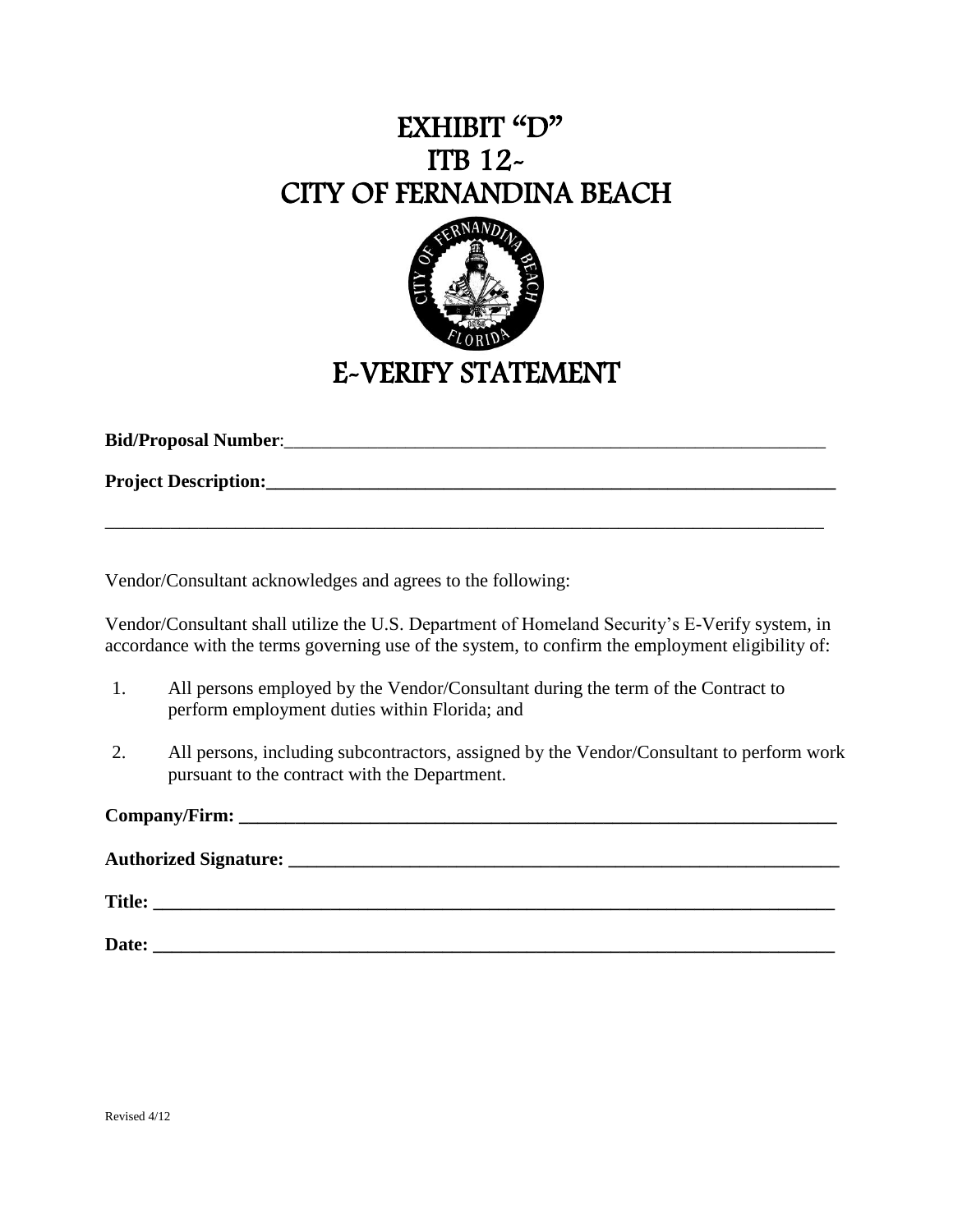# EXHIBIT "D"
# ITB 12-
# CITY OF FERNANDINA BEACH

## E-VERIFY STATEMENT

**Bid/Proposal Number**:\_\_\_\_\_\_\_\_\_\_\_\_\_\_\_\_\_\_\_\_\_\_\_\_\_\_\_\_\_\_\_\_\_\_\_\_\_\_\_\_\_\_\_\_\_\_\_\_\_\_\_\_\_\_\_\_\_\_\_\_

**Project Description:**\_\_\_\_\_\_\_\_\_\_\_\_\_\_\_\_\_\_\_\_\_\_\_\_\_\_\_\_\_\_\_\_\_\_\_\_\_\_\_\_\_\_\_\_\_\_\_\_\_\_\_\_\_\_\_\_\_\_\_\_

\_\_\_\_\_\_\_\_\_\_\_\_\_\_\_\_\_\_\_\_\_\_\_\_\_\_\_\_\_\_\_\_\_\_\_\_\_\_\_\_\_\_\_\_\_\_\_\_\_\_\_\_\_\_\_\_\_\_\_\_\_\_\_\_\_\_\_\_\_\_\_\_\_\_\_\_\_\_

Vendor/Consultant acknowledges and agrees to the following:

Vendor/Consultant shall utilize the U.S. Department of Homeland Security's E-Verify system, in accordance with the terms governing use of the system, to confirm the employment eligibility of:

1. All persons employed by the Vendor/Consultant during the term of the Contract to perform employment duties within Florida; and
2. All persons, including subcontractors, assigned by the Vendor/Consultant to perform work pursuant to the contract with the Department.

**Company/Firm:** \_\_\_\_\_\_\_\_\_\_\_\_\_\_\_\_\_\_\_\_\_\_\_\_\_\_\_\_\_\_\_\_\_\_\_\_\_\_\_\_\_\_\_\_\_\_\_\_\_\_\_\_\_\_\_\_\_\_\_\_\_\_\_\_

**Authorized Signature:** \_\_\_\_\_\_\_\_\_\_\_\_\_\_\_\_\_\_\_\_\_\_\_\_\_\_\_\_\_\_\_\_\_\_\_\_\_\_\_\_\_\_\_\_\_\_\_\_\_\_\_\_\_\_\_\_\_\_\_\_

**Title:** \_\_\_\_\_\_\_\_\_\_\_\_\_\_\_\_\_\_\_\_\_\_\_\_\_\_\_\_\_\_\_\_\_\_\_\_\_\_\_\_\_\_\_\_\_\_\_\_\_\_\_\_\_\_\_\_\_\_\_\_\_\_\_\_\_\_\_\_\_\_\_\_

**Date:** \_\_\_\_\_\_\_\_\_\_\_\_\_\_\_\_\_\_\_\_\_\_\_\_\_\_\_\_\_\_\_\_\_\_\_\_\_\_\_\_\_\_\_\_\_\_\_\_\_\_\_\_\_\_\_\_\_\_\_\_\_\_\_\_\_\_\_\_\_\_\_\_

Revised 4/12